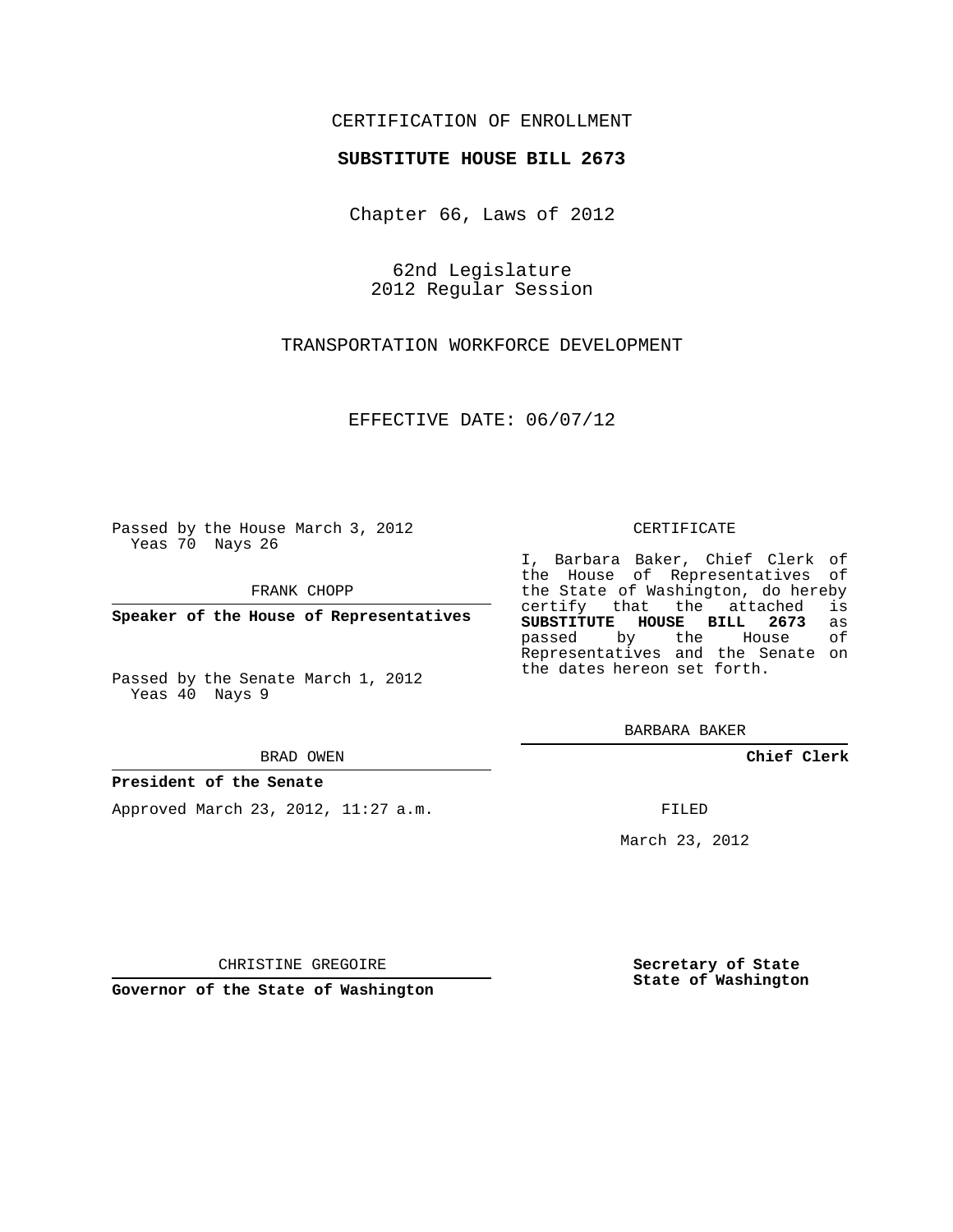CERTIFICATION OF ENROLLMENT

**SUBSTITUTE HOUSE BILL 2673**

Chapter 66, Laws of 2012

62nd Legislature
2012 Regular Session

TRANSPORTATION WORKFORCE DEVELOPMENT

EFFECTIVE DATE: 06/07/12

Passed by the House March 3, 2012
Yeas 70 Nays 26

FRANK CHOPP

**Speaker of the House of Representatives**

Passed by the Senate March 1, 2012
Yeas 40 Nays 9

BRAD OWEN

**President of the Senate**

Approved March 23, 2012, 11:27 a.m.

CHRISTINE GREGOIRE

**Governor of the State of Washington**

CERTIFICATE

I, Barbara Baker, Chief Clerk of the House of Representatives of the State of Washington, do hereby certify that the attached is **SUBSTITUTE HOUSE BILL 2673** as passed by the House of Representatives and the Senate on the dates hereon set forth.

BARBARA BAKER

**Chief Clerk**

FILED

March 23, 2012

**Secretary of State**
**State of Washington**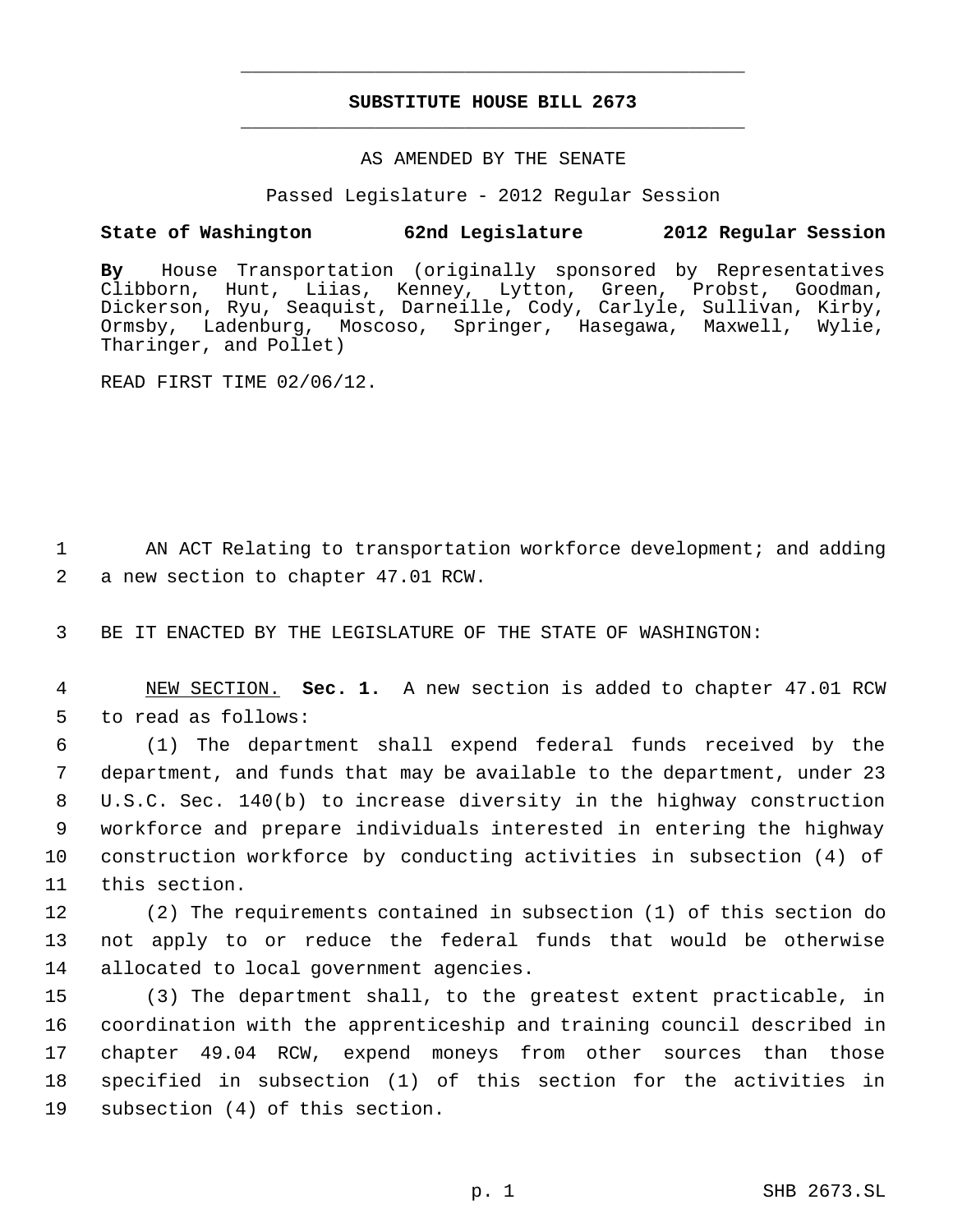# SUBSTITUTE HOUSE BILL 2673

AS AMENDED BY THE SENATE

Passed Legislature - 2012 Regular Session

**State of Washington 62nd Legislature 2012 Regular Session**

**By** House Transportation (originally sponsored by Representatives Clibborn, Hunt, Liias, Kenney, Lytton, Green, Probst, Goodman, Dickerson, Ryu, Seaquist, Darneille, Cody, Carlyle, Sullivan, Kirby, Ormsby, Ladenburg, Moscoso, Springer, Hasegawa, Maxwell, Wylie, Tharinger, and Pollet)

READ FIRST TIME 02/06/12.

1 AN ACT Relating to transportation workforce development; and adding
2 a new section to chapter 47.01 RCW.

3 BE IT ENACTED BY THE LEGISLATURE OF THE STATE OF WASHINGTON:

4 NEW SECTION. **Sec. 1.** A new section is added to chapter 47.01 RCW
5 to read as follows:

6 (1) The department shall expend federal funds received by the
7 department, and funds that may be available to the department, under 23
8 U.S.C. Sec. 140(b) to increase diversity in the highway construction
9 workforce and prepare individuals interested in entering the highway
10 construction workforce by conducting activities in subsection (4) of
11 this section.

12 (2) The requirements contained in subsection (1) of this section do
13 not apply to or reduce the federal funds that would be otherwise
14 allocated to local government agencies.

15 (3) The department shall, to the greatest extent practicable, in
16 coordination with the apprenticeship and training council described in
17 chapter 49.04 RCW, expend moneys from other sources than those
18 specified in subsection (1) of this section for the activities in
19 subsection (4) of this section.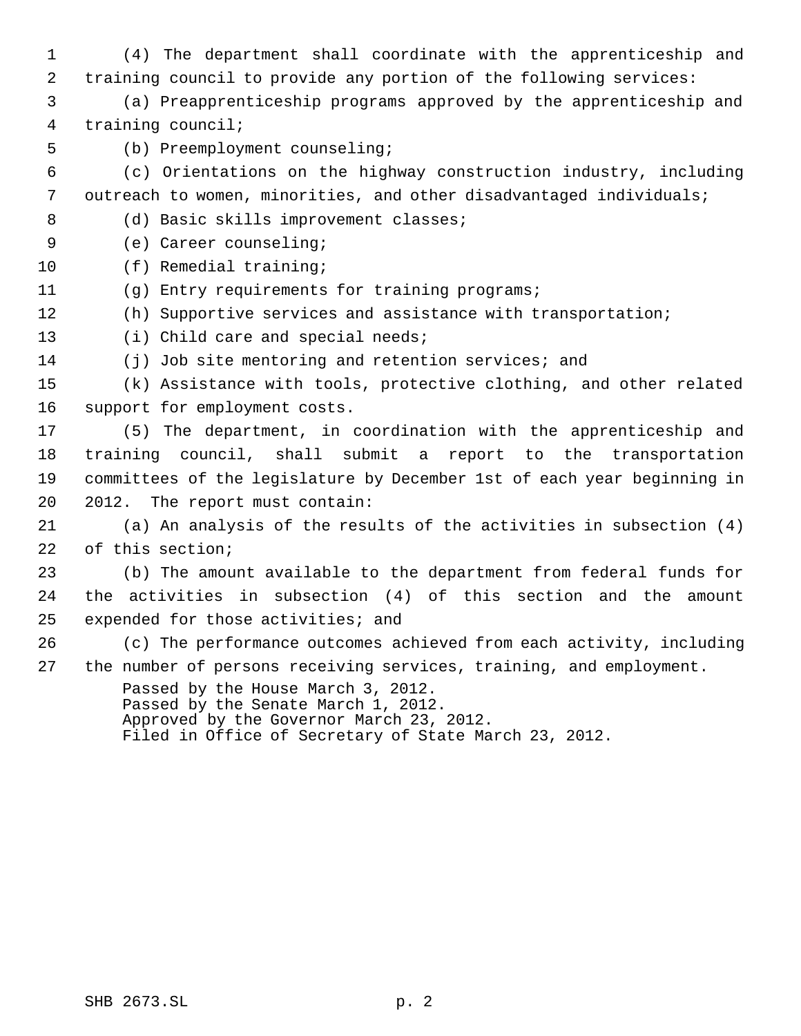(4) The department shall coordinate with the apprenticeship and training council to provide any portion of the following services:

(a) Preapprenticeship programs approved by the apprenticeship and training council;

(b) Preemployment counseling;

(c) Orientations on the highway construction industry, including outreach to women, minorities, and other disadvantaged individuals;

(d) Basic skills improvement classes;

(e) Career counseling;

(f) Remedial training;

(g) Entry requirements for training programs;

(h) Supportive services and assistance with transportation;

(i) Child care and special needs;

(j) Job site mentoring and retention services; and

(k) Assistance with tools, protective clothing, and other related support for employment costs.

(5) The department, in coordination with the apprenticeship and training council, shall submit a report to the transportation committees of the legislature by December 1st of each year beginning in 2012. The report must contain:

(a) An analysis of the results of the activities in subsection (4) of this section;

(b) The amount available to the department from federal funds for the activities in subsection (4) of this section and the amount expended for those activities; and

(c) The performance outcomes achieved from each activity, including the number of persons receiving services, training, and employment.

Passed by the House March 3, 2012.
Passed by the Senate March 1, 2012.
Approved by the Governor March 23, 2012.
Filed in Office of Secretary of State March 23, 2012.